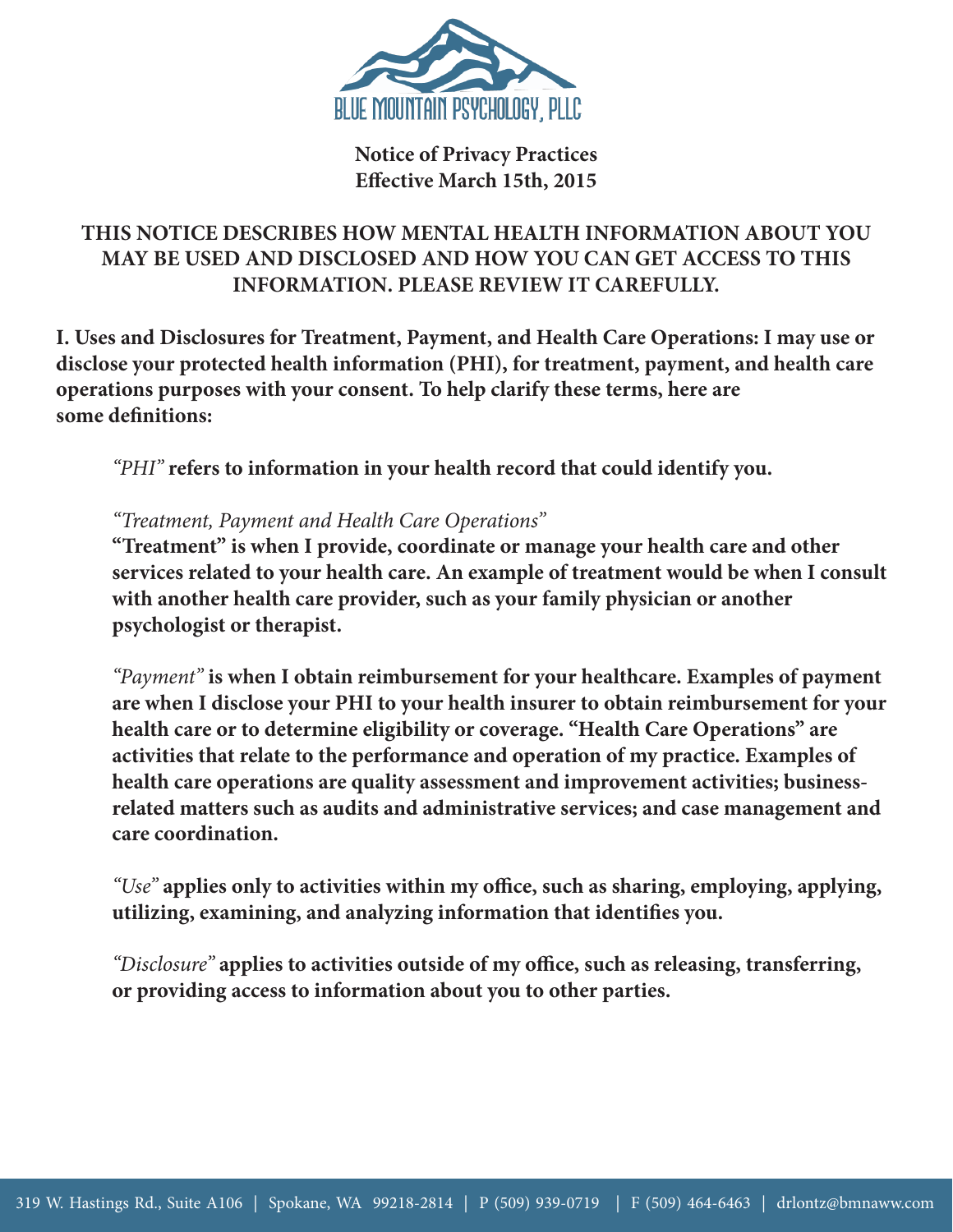BLUE MOUNTAIN PSYCHOLOGY, PLLC

**Notice of Privacy Practices**
**Effective March 15th, 2015**

**THIS NOTICE DESCRIBES HOW MENTAL HEALTH INFORMATION ABOUT YOU MAY BE USED AND DISCLOSED AND HOW YOU CAN GET ACCESS TO THIS INFORMATION. PLEASE REVIEW IT CAREFULLY.**

**I. Uses and Disclosures for Treatment, Payment, and Health Care Operations: I may use or disclose your protected health information (PHI), for treatment, payment, and health care operations purposes with your consent. To help clarify these terms, here are some definitions:**

*"PHI"* **refers to information in your health record that could identify you.**

*"Treatment, Payment and Health Care Operations"*
**"Treatment" is when I provide, coordinate or manage your health care and other services related to your health care. An example of treatment would be when I consult with another health care provider, such as your family physician or another psychologist or therapist.**

*"Payment"* **is when I obtain reimbursement for your healthcare. Examples of payment are when I disclose your PHI to your health insurer to obtain reimbursement for your health care or to determine eligibility or coverage. "Health Care Operations" are activities that relate to the performance and operation of my practice. Examples of health care operations are quality assessment and improvement activities; business-related matters such as audits and administrative services; and case management and care coordination.**

*"Use"* **applies only to activities within my office, such as sharing, employing, applying, utilizing, examining, and analyzing information that identifies you.**

*"Disclosure"* **applies to activities outside of my office, such as releasing, transferring, or providing access to information about you to other parties.**

319 W. Hastings Rd., Suite A106 | Spokane, WA 99218-2814 | P (509) 939-0719 | F (509) 464-6463 | drlontz@bmnaww.com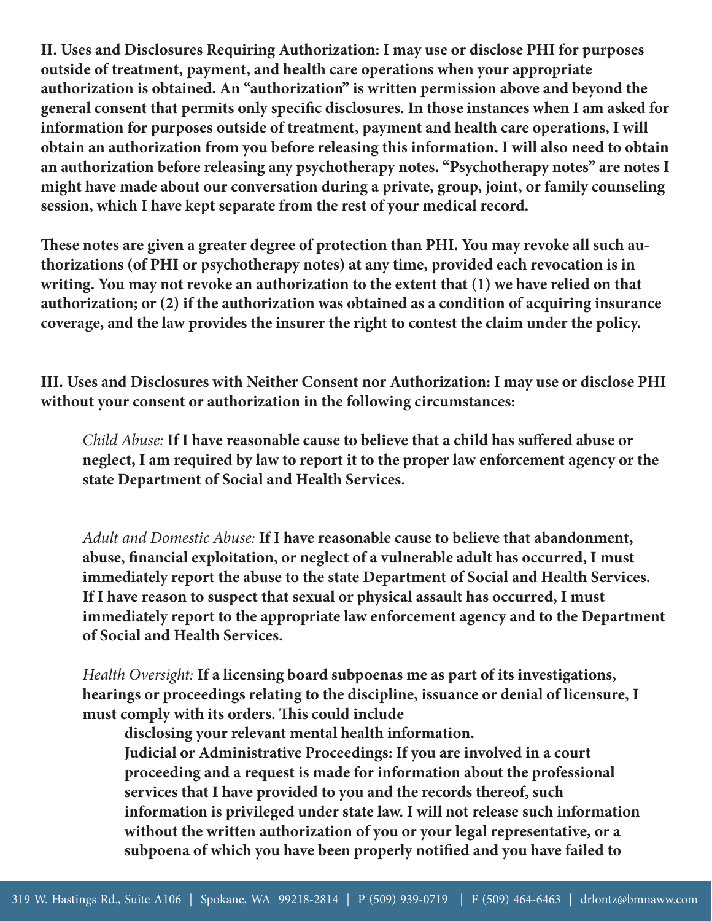**II. Uses and Disclosures Requiring Authorization: I may use or disclose PHI for purposes outside of treatment, payment, and health care operations when your appropriate authorization is obtained. An "authorization" is written permission above and beyond the general consent that permits only specific disclosures. In those instances when I am asked for information for purposes outside of treatment, payment and health care operations, I will obtain an authorization from you before releasing this information. I will also need to obtain an authorization before releasing any psychotherapy notes. "Psychotherapy notes" are notes I might have made about our conversation during a private, group, joint, or family counseling session, which I have kept separate from the rest of your medical record.**

**These notes are given a greater degree of protection than PHI. You may revoke all such authorizations (of PHI or psychotherapy notes) at any time, provided each revocation is in writing. You may not revoke an authorization to the extent that (1) we have relied on that authorization; or (2) if the authorization was obtained as a condition of acquiring insurance coverage, and the law provides the insurer the right to contest the claim under the policy.**

**III. Uses and Disclosures with Neither Consent nor Authorization: I may use or disclose PHI without your consent or authorization in the following circumstances:**

*Child Abuse:* **If I have reasonable cause to believe that a child has suffered abuse or neglect, I am required by law to report it to the proper law enforcement agency or the state Department of Social and Health Services.**

*Adult and Domestic Abuse:* **If I have reasonable cause to believe that abandonment, abuse, financial exploitation, or neglect of a vulnerable adult has occurred, I must immediately report the abuse to the state Department of Social and Health Services. If I have reason to suspect that sexual or physical assault has occurred, I must immediately report to the appropriate law enforcement agency and to the Department of Social and Health Services.**

*Health Oversight:* **If a licensing board subpoenas me as part of its investigations, hearings or proceedings relating to the discipline, issuance or denial of licensure, I must comply with its orders. This could include disclosing your relevant mental health information.**

**Judicial or Administrative Proceedings: If you are involved in a court proceeding and a request is made for information about the professional services that I have provided to you and the records thereof, such information is privileged under state law. I will not release such information without the written authorization of you or your legal representative, or a subpoena of which you have been properly notified and you have failed to**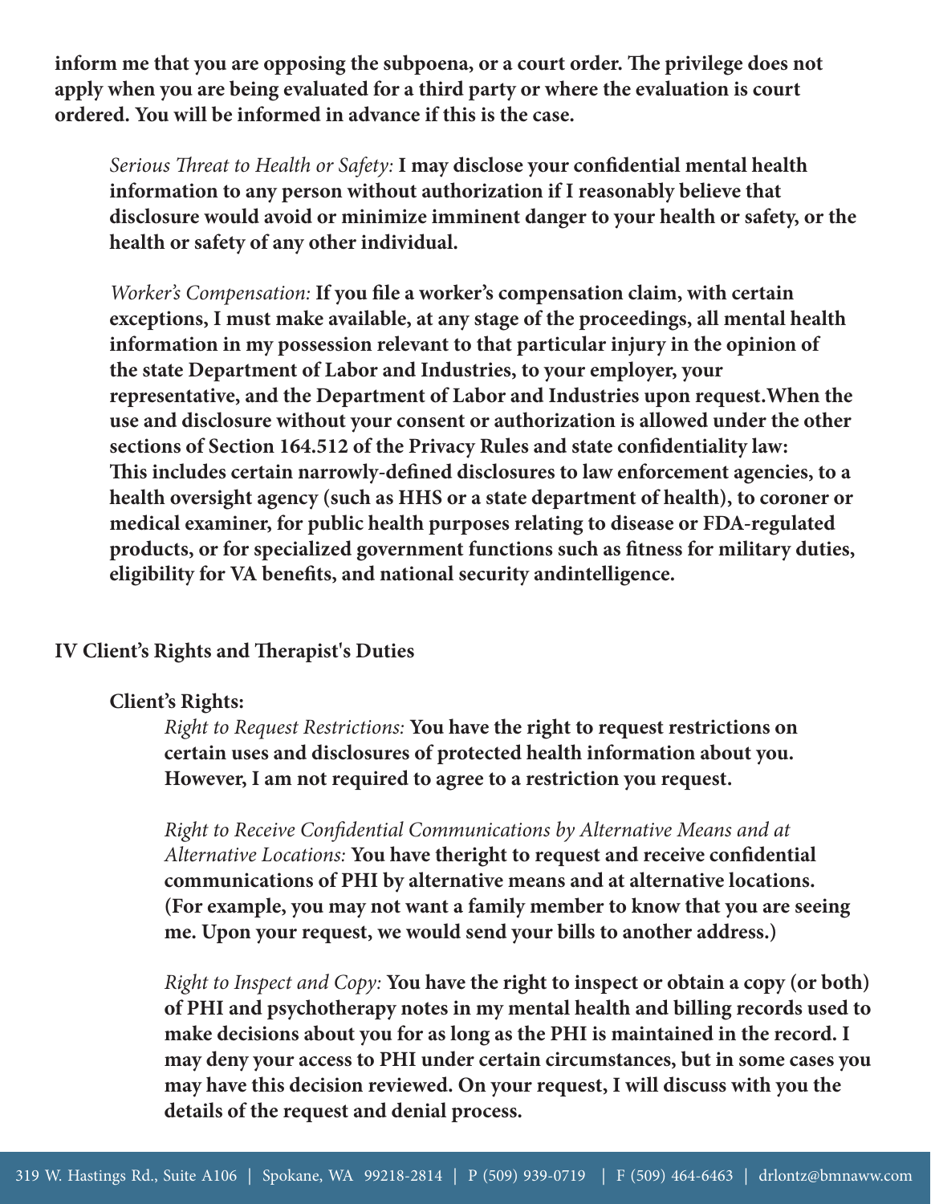**inform me that you are opposing the subpoena, or a court order. The privilege does not apply when you are being evaluated for a third party or where the evaluation is court ordered. You will be informed in advance if this is the case.**

*Serious Threat to Health or Safety:* **I may disclose your confidential mental health information to any person without authorization if I reasonably believe that disclosure would avoid or minimize imminent danger to your health or safety, or the health or safety of any other individual.**

*Worker's Compensation:* **If you file a worker's compensation claim, with certain exceptions, I must make available, at any stage of the proceedings, all mental health information in my possession relevant to that particular injury in the opinion of the state Department of Labor and Industries, to your employer, your representative, and the Department of Labor and Industries upon request.When the use and disclosure without your consent or authorization is allowed under the other sections of Section 164.512 of the Privacy Rules and state confidentiality law: This includes certain narrowly-defined disclosures to law enforcement agencies, to a health oversight agency (such as HHS or a state department of health), to coroner or medical examiner, for public health purposes relating to disease or FDA-regulated products, or for specialized government functions such as fitness for military duties, eligibility for VA benefits, and national security andintelligence.**

## IV Client's Rights and Therapist's Duties

**Client's Rights:**

*Right to Request Restrictions:* **You have the right to request restrictions on certain uses and disclosures of protected health information about you. However, I am not required to agree to a restriction you request.**

*Right to Receive Confidential Communications by Alternative Means and at Alternative Locations:* **You have theright to request and receive confidential communications of PHI by alternative means and at alternative locations. (For example, you may not want a family member to know that you are seeing me. Upon your request, we would send your bills to another address.)**

*Right to Inspect and Copy:* **You have the right to inspect or obtain a copy (or both) of PHI and psychotherapy notes in my mental health and billing records used to make decisions about you for as long as the PHI is maintained in the record. I may deny your access to PHI under certain circumstances, but in some cases you may have this decision reviewed. On your request, I will discuss with you the details of the request and denial process.**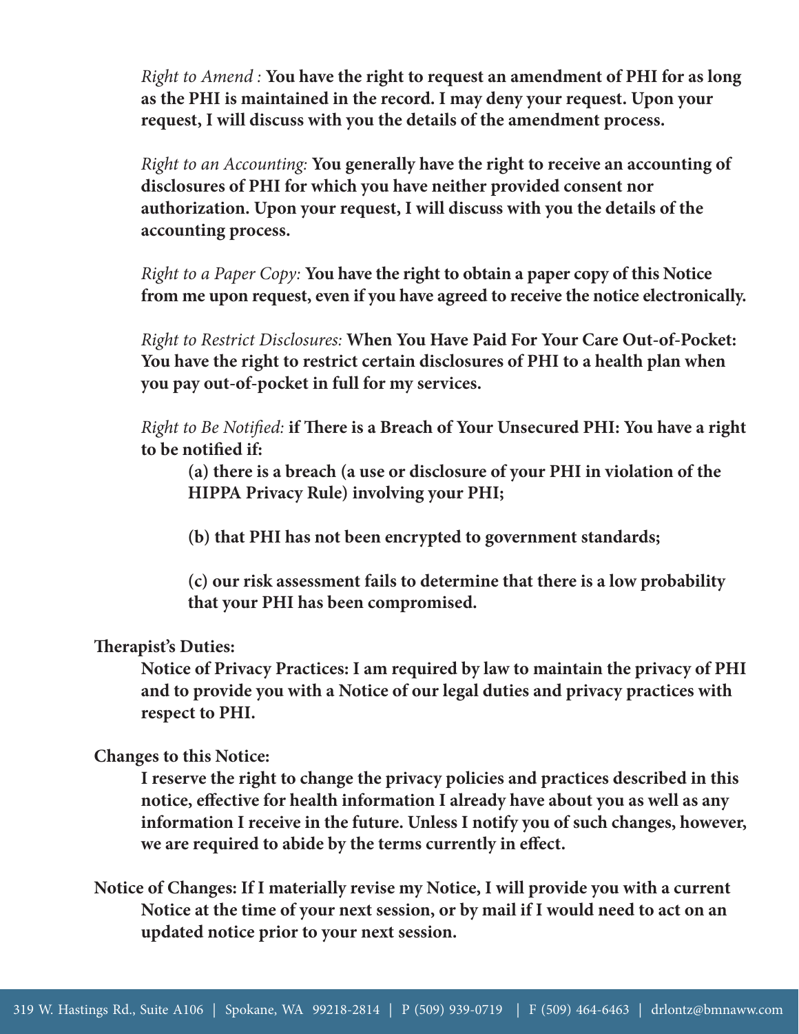*Right to Amend :* **You have the right to request an amendment of PHI for as long as the PHI is maintained in the record. I may deny your request. Upon your request, I will discuss with you the details of the amendment process.**

*Right to an Accounting:* **You generally have the right to receive an accounting of disclosures of PHI for which you have neither provided consent nor authorization. Upon your request, I will discuss with you the details of the accounting process.**

*Right to a Paper Copy:* **You have the right to obtain a paper copy of this Notice from me upon request, even if you have agreed to receive the notice electronically.**

*Right to Restrict Disclosures:* **When You Have Paid For Your Care Out-of-Pocket: You have the right to restrict certain disclosures of PHI to a health plan when you pay out-of-pocket in full for my services.**

*Right to Be Notified:* **if There is a Breach of Your Unsecured PHI: You have a right to be notified if:**

**(a) there is a breach (a use or disclosure of your PHI in violation of the HIPPA Privacy Rule) involving your PHI;**

**(b) that PHI has not been encrypted to government standards;**

**(c) our risk assessment fails to determine that there is a low probability that your PHI has been compromised.**

**Therapist's Duties:**

**Notice of Privacy Practices: I am required by law to maintain the privacy of PHI and to provide you with a Notice of our legal duties and privacy practices with respect to PHI.**

**Changes to this Notice:**

**I reserve the right to change the privacy policies and practices described in this notice, effective for health information I already have about you as well as any information I receive in the future. Unless I notify you of such changes, however, we are required to abide by the terms currently in effect.**

**Notice of Changes: If I materially revise my Notice, I will provide you with a current Notice at the time of your next session, or by mail if I would need to act on an updated notice prior to your next session.**

319 W. Hastings Rd., Suite A106 | Spokane, WA 99218-2814 | P (509) 939-0719 | F (509) 464-6463 | drlontz@bmnaww.com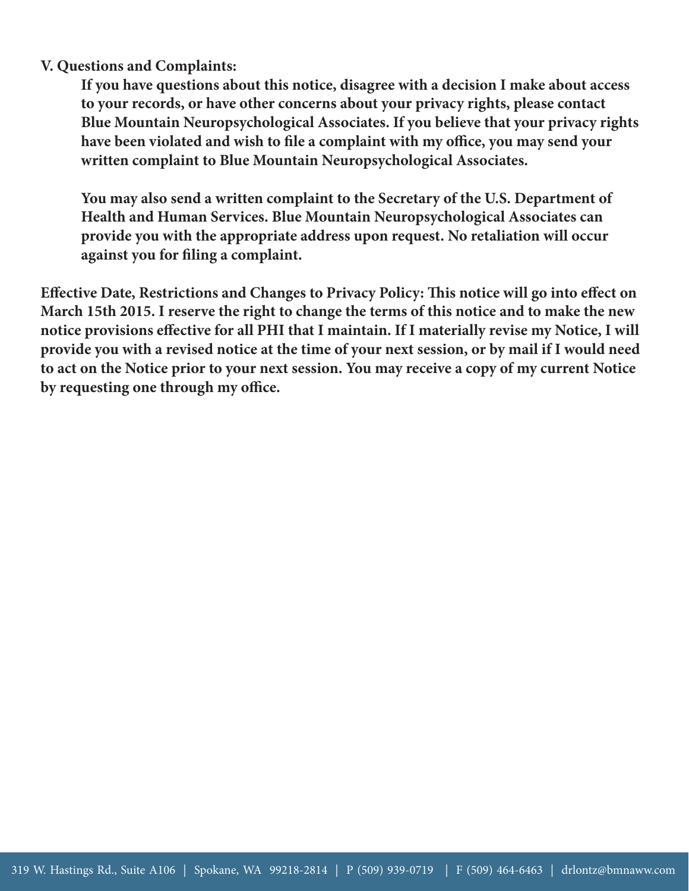**V. Questions and Complaints:**

**If you have questions about this notice, disagree with a decision I make about access to your records, or have other concerns about your privacy rights, please contact Blue Mountain Neuropsychological Associates. If you believe that your privacy rights have been violated and wish to file a complaint with my office, you may send your written complaint to Blue Mountain Neuropsychological Associates.**

**You may also send a written complaint to the Secretary of the U.S. Department of Health and Human Services. Blue Mountain Neuropsychological Associates can provide you with the appropriate address upon request. No retaliation will occur against you for filing a complaint.**

**Effective Date, Restrictions and Changes to Privacy Policy: This notice will go into effect on March 15th 2015. I reserve the right to change the terms of this notice and to make the new notice provisions effective for all PHI that I maintain. If I materially revise my Notice, I will provide you with a revised notice at the time of your next session, or by mail if I would need to act on the Notice prior to your next session. You may receive a copy of my current Notice by requesting one through my office.**